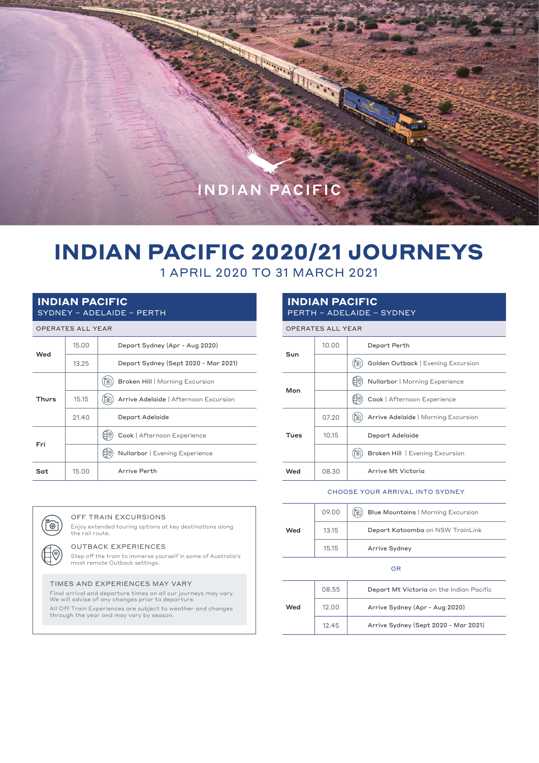INDIAN PACIFIC

# INDIAN PACIFIC 2020/21 JOURNEYS

1 APRIL 2020 TO 31 MARCH 2021

## INDIAN PACIFIC
SYDNEY – ADELAIDE – PERTH

OPERATES ALL YEAR

| Day | Time | Event |
|---|---|---|
| Wed | 15.00 | Depart Sydney (Apr - Aug 2020) |
| | 13.25 | Depart Sydney (Sept 2020 - Mar 2021) |
| Thurs | | **Broken Hill** \| Morning Excursion |
| | 15.15 | **Arrive Adelaide** \| Afternoon Excursion |
| | 21.40 | Depart Adelaide |
| Fri | | **Cook** \| Afternoon Experience |
| | | **Nullarbor** \| Evening Experience |
| Sat | 15.00 | Arrive Perth |

## INDIAN PACIFIC
PERTH – ADELAIDE – SYDNEY

OPERATES ALL YEAR

| Day | Time | Event |
|---|---|---|
| Sun | 10.00 | Depart Perth |
| | | **Golden Outback** \| Evening Excursion |
| Mon | | **Nullarbor** \| Morning Experience |
| | | **Cook** \| Afternoon Experience |
| Tues | 07.20 | **Arrive Adelaide** \| Morning Excursion |
| | 10.15 | Depart Adelaide |
| | | **Broken Hill** \| Evening Excursion |
| Wed | 08.30 | Arrive Mt Victoria |

CHOOSE YOUR ARRIVAL INTO SYDNEY

| Day | Time | Event |
|---|---|---|
| Wed | 09.00 | **Blue Mountains** \| Morning Excursion |
| | 13.15 | **Depart Katoomba** on NSW TrainLink |
| | 15.15 | Arrive Sydney |

OR

| Day | Time | Event |
|---|---|---|
| Wed | 08.55 | **Depart Mt Victoria** on the Indian Pacific |
| | 12.00 | Arrive Sydney (Apr - Aug 2020) |
| | 12.45 | Arrive Sydney (Sept 2020 - Mar 2021) |

### OFF TRAIN EXCURSIONS
Enjoy extended touring options at key destinations along the rail route.

### OUTBACK EXPERIENCES
Step off the train to immerse yourself in some of Australia's most remote Outback settings.

### TIMES AND EXPERIENCES MAY VARY
Final arrival and departure times on all our journeys may vary. We will advise of any changes prior to departure.

All Off Train Experiences are subject to weather and changes through the year and may vary by season.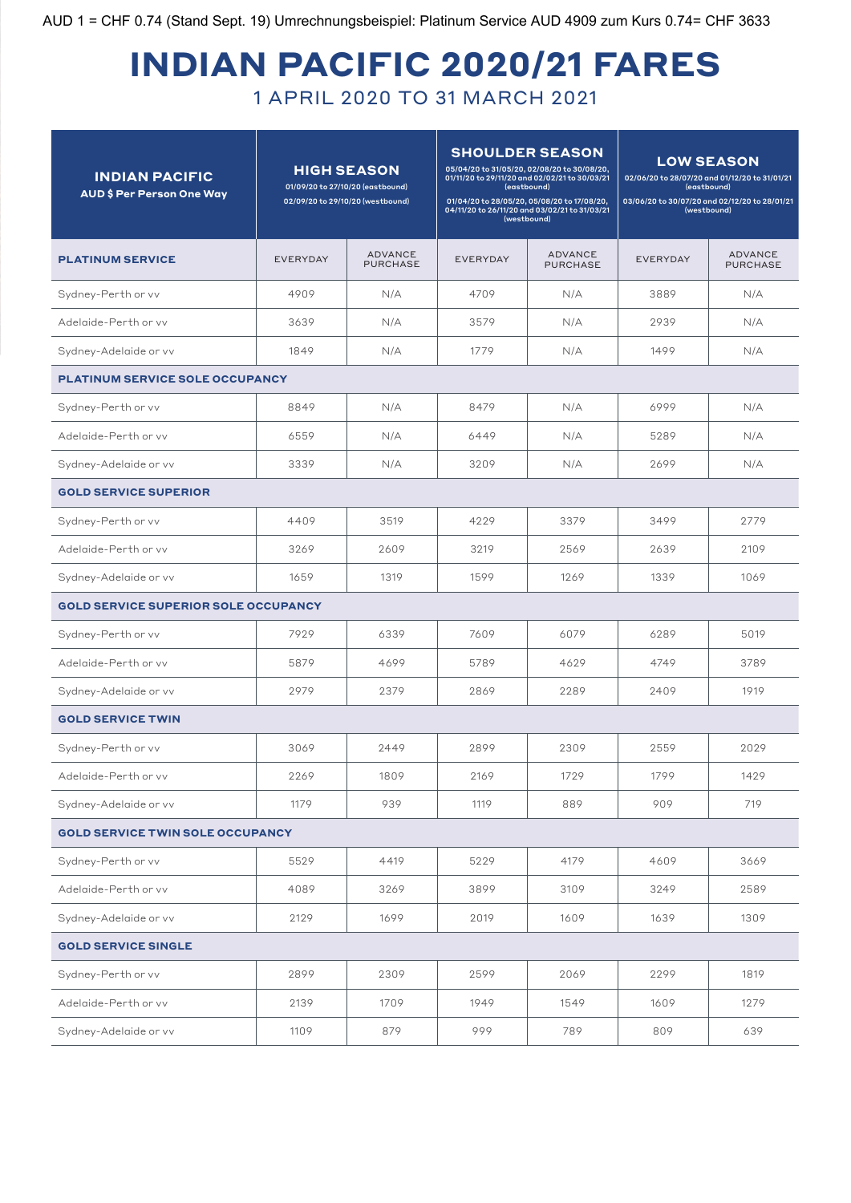AUD 1 = CHF 0.74 (Stand Sept. 19) Umrechnungsbeispiel: Platinum Service AUD 4909 zum Kurs 0.74= CHF 3633

# INDIAN PACIFIC 2020/21 FARES

## 1 APRIL 2020 TO 31 MARCH 2021

| **INDIAN PACIFIC** AUD $ Per Person One Way | **HIGH SEASON** 01/09/20 to 27/10/20 (eastbound) 02/09/20 to 29/10/20 (westbound) | | **SHOULDER SEASON** 05/04/20 to 31/05/20, 02/08/20 to 30/08/20, 01/11/20 to 29/11/20 and 02/02/21 to 30/03/21 (eastbound) 01/04/20 to 28/05/20, 05/08/20 to 17/08/20, 04/11/20 to 26/11/20 and 03/02/21 to 31/03/21 (westbound) | | **LOW SEASON** 02/06/20 to 28/07/20 and 01/12/20 to 31/01/21 (eastbound) 03/06/20 to 30/07/20 and 02/12/20 to 28/01/21 (westbound) | |
|---|---|---|---|---|---|---|
| **PLATINUM SERVICE** | EVERYDAY | ADVANCE PURCHASE | EVERYDAY | ADVANCE PURCHASE | EVERYDAY | ADVANCE PURCHASE |
| Sydney-Perth or vv | 4909 | N/A | 4709 | N/A | 3889 | N/A |
| Adelaide-Perth or vv | 3639 | N/A | 3579 | N/A | 2939 | N/A |
| Sydney-Adelaide or vv | 1849 | N/A | 1779 | N/A | 1499 | N/A |
| **PLATINUM SERVICE SOLE OCCUPANCY** | | | | | | |
| Sydney-Perth or vv | 8849 | N/A | 8479 | N/A | 6999 | N/A |
| Adelaide-Perth or vv | 6559 | N/A | 6449 | N/A | 5289 | N/A |
| Sydney-Adelaide or vv | 3339 | N/A | 3209 | N/A | 2699 | N/A |
| **GOLD SERVICE SUPERIOR** | | | | | | |
| Sydney-Perth or vv | 4409 | 3519 | 4229 | 3379 | 3499 | 2779 |
| Adelaide-Perth or vv | 3269 | 2609 | 3219 | 2569 | 2639 | 2109 |
| Sydney-Adelaide or vv | 1659 | 1319 | 1599 | 1269 | 1339 | 1069 |
| **GOLD SERVICE SUPERIOR SOLE OCCUPANCY** | | | | | | |
| Sydney-Perth or vv | 7929 | 6339 | 7609 | 6079 | 6289 | 5019 |
| Adelaide-Perth or vv | 5879 | 4699 | 5789 | 4629 | 4749 | 3789 |
| Sydney-Adelaide or vv | 2979 | 2379 | 2869 | 2289 | 2409 | 1919 |
| **GOLD SERVICE TWIN** | | | | | | |
| Sydney-Perth or vv | 3069 | 2449 | 2899 | 2309 | 2559 | 2029 |
| Adelaide-Perth or vv | 2269 | 1809 | 2169 | 1729 | 1799 | 1429 |
| Sydney-Adelaide or vv | 1179 | 939 | 1119 | 889 | 909 | 719 |
| **GOLD SERVICE TWIN SOLE OCCUPANCY** | | | | | | |
| Sydney-Perth or vv | 5529 | 4419 | 5229 | 4179 | 4609 | 3669 |
| Adelaide-Perth or vv | 4089 | 3269 | 3899 | 3109 | 3249 | 2589 |
| Sydney-Adelaide or vv | 2129 | 1699 | 2019 | 1609 | 1639 | 1309 |
| **GOLD SERVICE SINGLE** | | | | | | |
| Sydney-Perth or vv | 2899 | 2309 | 2599 | 2069 | 2299 | 1819 |
| Adelaide-Perth or vv | 2139 | 1709 | 1949 | 1549 | 1609 | 1279 |
| Sydney-Adelaide or vv | 1109 | 879 | 999 | 789 | 809 | 639 |